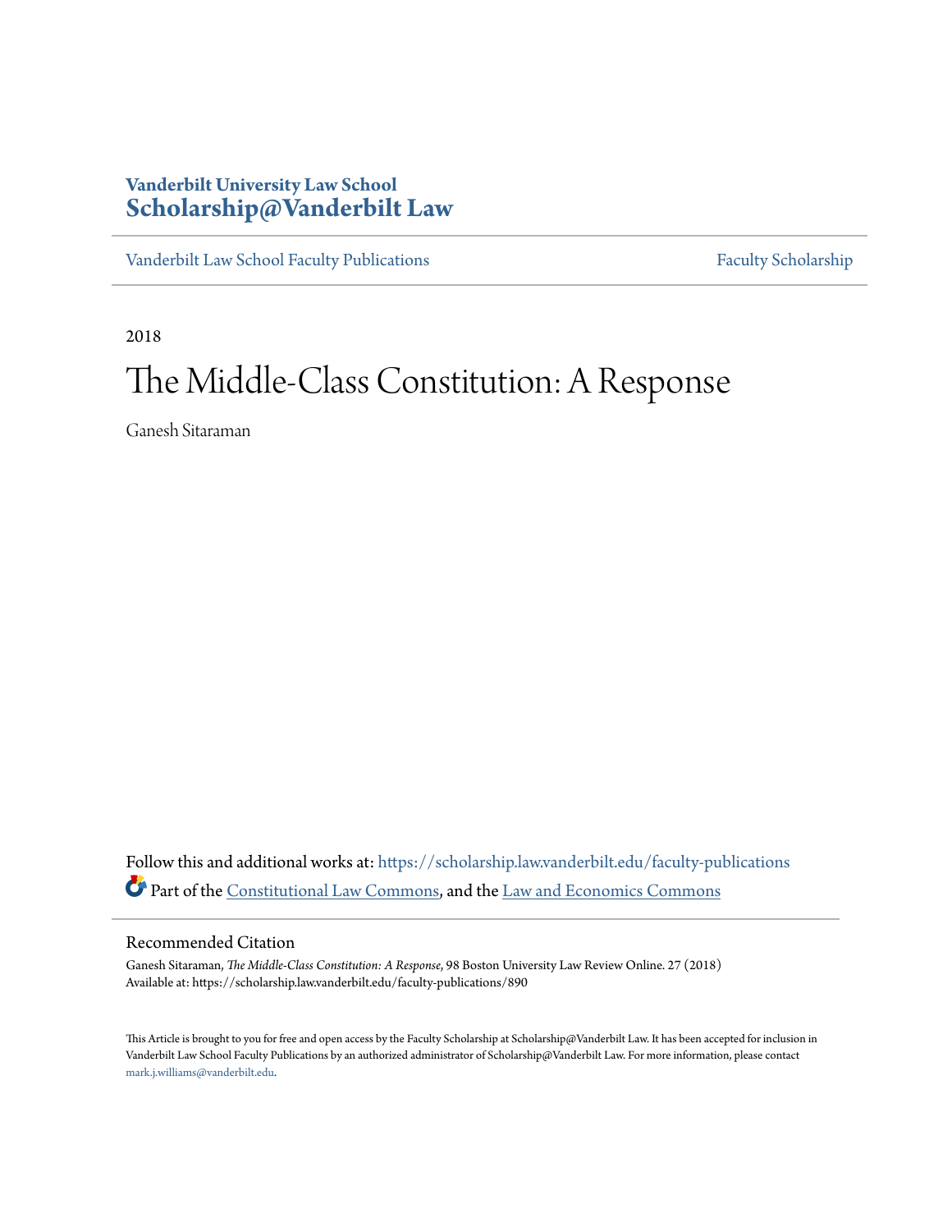Vanderbilt University Law School
**Scholarship@Vanderbilt Law**

Vanderbilt Law School Faculty Publications | Faculty Scholarship

2018

# The Middle-Class Constitution: A Response

Ganesh Sitaraman

Follow this and additional works at: https://scholarship.law.vanderbilt.edu/faculty-publications

Part of the Constitutional Law Commons, and the Law and Economics Commons

## Recommended Citation

Ganesh Sitaraman, *The Middle-Class Constitution: A Response*, 98 Boston University Law Review Online. 27 (2018)
Available at: https://scholarship.law.vanderbilt.edu/faculty-publications/890

This Article is brought to you for free and open access by the Faculty Scholarship at Scholarship@Vanderbilt Law. It has been accepted for inclusion in Vanderbilt Law School Faculty Publications by an authorized administrator of Scholarship@Vanderbilt Law. For more information, please contact mark.j.williams@vanderbilt.edu.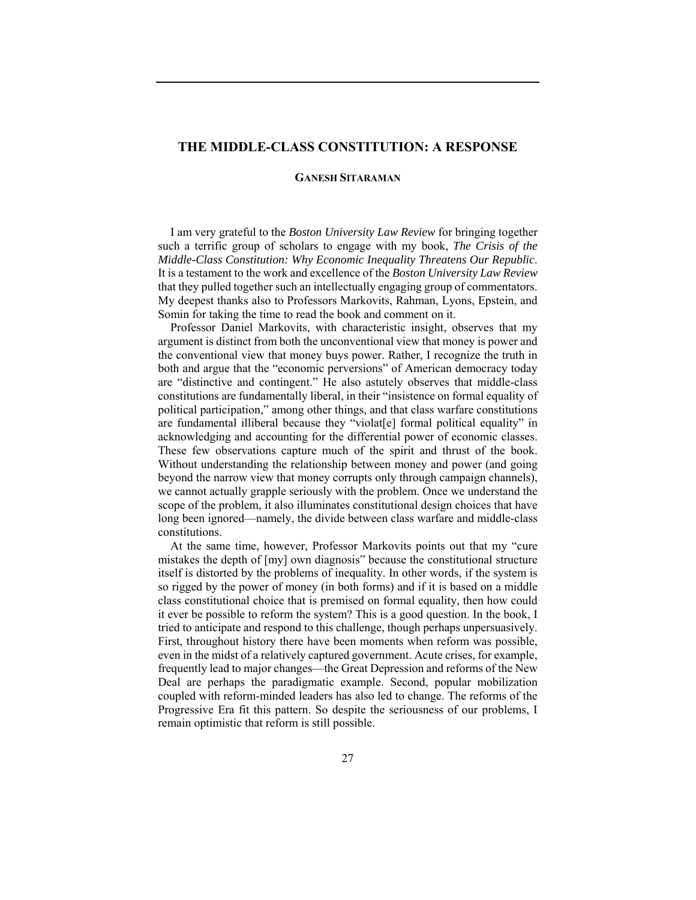# THE MIDDLE-CLASS CONSTITUTION: A RESPONSE

**GANESH SITARAMAN**

I am very grateful to the *Boston University Law Review* for bringing together such a terrific group of scholars to engage with my book, *The Crisis of the Middle-Class Constitution: Why Economic Inequality Threatens Our Republic*. It is a testament to the work and excellence of the *Boston University Law Review* that they pulled together such an intellectually engaging group of commentators. My deepest thanks also to Professors Markovits, Rahman, Lyons, Epstein, and Somin for taking the time to read the book and comment on it.

Professor Daniel Markovits, with characteristic insight, observes that my argument is distinct from both the unconventional view that money is power and the conventional view that money buys power. Rather, I recognize the truth in both and argue that the "economic perversions" of American democracy today are "distinctive and contingent." He also astutely observes that middle-class constitutions are fundamentally liberal, in their "insistence on formal equality of political participation," among other things, and that class warfare constitutions are fundamental illiberal because they "violat[e] formal political equality" in acknowledging and accounting for the differential power of economic classes. These few observations capture much of the spirit and thrust of the book. Without understanding the relationship between money and power (and going beyond the narrow view that money corrupts only through campaign channels), we cannot actually grapple seriously with the problem. Once we understand the scope of the problem, it also illuminates constitutional design choices that have long been ignored—namely, the divide between class warfare and middle-class constitutions.

At the same time, however, Professor Markovits points out that my "cure mistakes the depth of [my] own diagnosis" because the constitutional structure itself is distorted by the problems of inequality. In other words, if the system is so rigged by the power of money (in both forms) and if it is based on a middle class constitutional choice that is premised on formal equality, then how could it ever be possible to reform the system? This is a good question. In the book, I tried to anticipate and respond to this challenge, though perhaps unpersuasively. First, throughout history there have been moments when reform was possible, even in the midst of a relatively captured government. Acute crises, for example, frequently lead to major changes—the Great Depression and reforms of the New Deal are perhaps the paradigmatic example. Second, popular mobilization coupled with reform-minded leaders has also led to change. The reforms of the Progressive Era fit this pattern. So despite the seriousness of our problems, I remain optimistic that reform is still possible.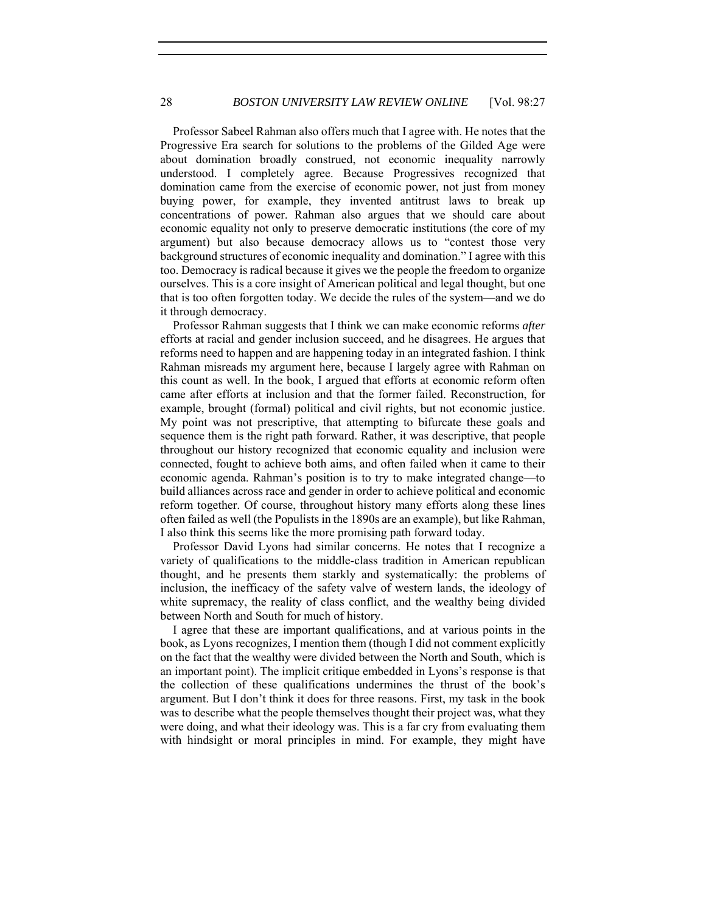Professor Sabeel Rahman also offers much that I agree with. He notes that the Progressive Era search for solutions to the problems of the Gilded Age were about domination broadly construed, not economic inequality narrowly understood. I completely agree. Because Progressives recognized that domination came from the exercise of economic power, not just from money buying power, for example, they invented antitrust laws to break up concentrations of power. Rahman also argues that we should care about economic equality not only to preserve democratic institutions (the core of my argument) but also because democracy allows us to "contest those very background structures of economic inequality and domination." I agree with this too. Democracy is radical because it gives we the people the freedom to organize ourselves. This is a core insight of American political and legal thought, but one that is too often forgotten today. We decide the rules of the system—and we do it through democracy.

Professor Rahman suggests that I think we can make economic reforms *after* efforts at racial and gender inclusion succeed, and he disagrees. He argues that reforms need to happen and are happening today in an integrated fashion. I think Rahman misreads my argument here, because I largely agree with Rahman on this count as well. In the book, I argued that efforts at economic reform often came after efforts at inclusion and that the former failed. Reconstruction, for example, brought (formal) political and civil rights, but not economic justice. My point was not prescriptive, that attempting to bifurcate these goals and sequence them is the right path forward. Rather, it was descriptive, that people throughout our history recognized that economic equality and inclusion were connected, fought to achieve both aims, and often failed when it came to their economic agenda. Rahman's position is to try to make integrated change—to build alliances across race and gender in order to achieve political and economic reform together. Of course, throughout history many efforts along these lines often failed as well (the Populists in the 1890s are an example), but like Rahman, I also think this seems like the more promising path forward today.

Professor David Lyons had similar concerns. He notes that I recognize a variety of qualifications to the middle-class tradition in American republican thought, and he presents them starkly and systematically: the problems of inclusion, the inefficacy of the safety valve of western lands, the ideology of white supremacy, the reality of class conflict, and the wealthy being divided between North and South for much of history.

I agree that these are important qualifications, and at various points in the book, as Lyons recognizes, I mention them (though I did not comment explicitly on the fact that the wealthy were divided between the North and South, which is an important point). The implicit critique embedded in Lyons's response is that the collection of these qualifications undermines the thrust of the book's argument. But I don't think it does for three reasons. First, my task in the book was to describe what the people themselves thought their project was, what they were doing, and what their ideology was. This is a far cry from evaluating them with hindsight or moral principles in mind. For example, they might have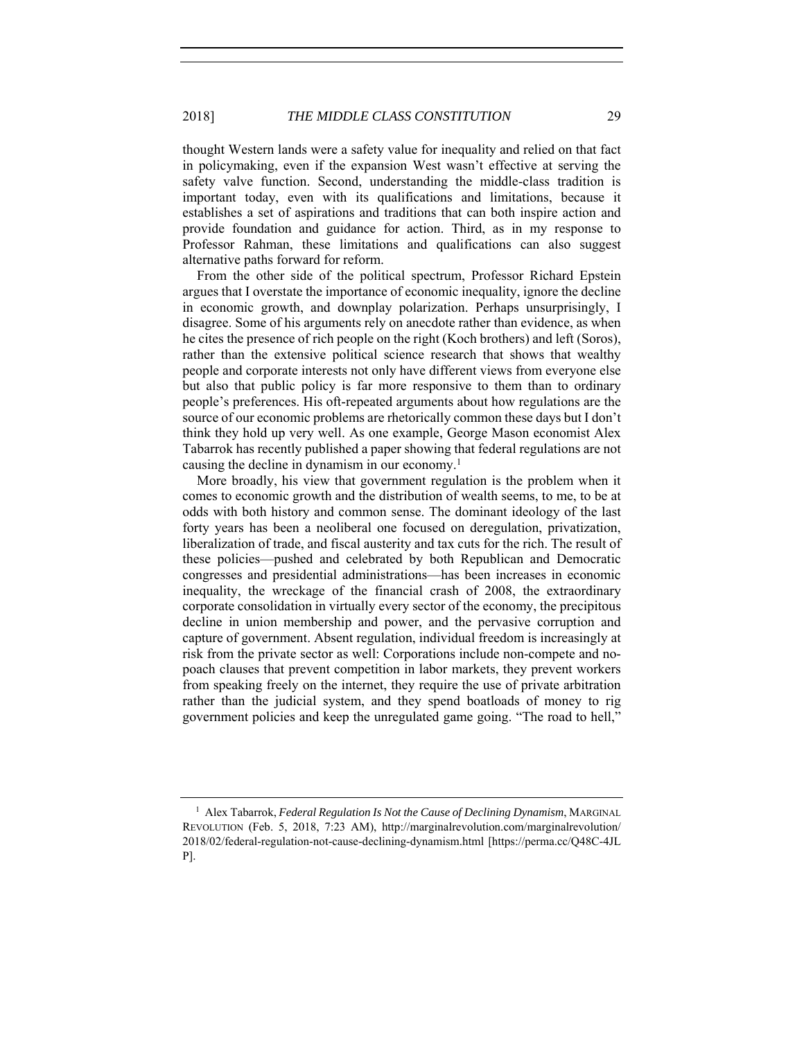thought Western lands were a safety value for inequality and relied on that fact in policymaking, even if the expansion West wasn't effective at serving the safety valve function. Second, understanding the middle-class tradition is important today, even with its qualifications and limitations, because it establishes a set of aspirations and traditions that can both inspire action and provide foundation and guidance for action. Third, as in my response to Professor Rahman, these limitations and qualifications can also suggest alternative paths forward for reform.

From the other side of the political spectrum, Professor Richard Epstein argues that I overstate the importance of economic inequality, ignore the decline in economic growth, and downplay polarization. Perhaps unsurprisingly, I disagree. Some of his arguments rely on anecdote rather than evidence, as when he cites the presence of rich people on the right (Koch brothers) and left (Soros), rather than the extensive political science research that shows that wealthy people and corporate interests not only have different views from everyone else but also that public policy is far more responsive to them than to ordinary people's preferences. His oft-repeated arguments about how regulations are the source of our economic problems are rhetorically common these days but I don't think they hold up very well. As one example, George Mason economist Alex Tabarrok has recently published a paper showing that federal regulations are not causing the decline in dynamism in our economy.[1]

More broadly, his view that government regulation is the problem when it comes to economic growth and the distribution of wealth seems, to me, to be at odds with both history and common sense. The dominant ideology of the last forty years has been a neoliberal one focused on deregulation, privatization, liberalization of trade, and fiscal austerity and tax cuts for the rich. The result of these policies—pushed and celebrated by both Republican and Democratic congresses and presidential administrations—has been increases in economic inequality, the wreckage of the financial crash of 2008, the extraordinary corporate consolidation in virtually every sector of the economy, the precipitous decline in union membership and power, and the pervasive corruption and capture of government. Absent regulation, individual freedom is increasingly at risk from the private sector as well: Corporations include non-compete and no-poach clauses that prevent competition in labor markets, they prevent workers from speaking freely on the internet, they require the use of private arbitration rather than the judicial system, and they spend boatloads of money to rig government policies and keep the unregulated game going. "The road to hell,"

---

[1] Alex Tabarrok, *Federal Regulation Is Not the Cause of Declining Dynamism*, MARGINAL REVOLUTION (Feb. 5, 2018, 7:23 AM), http://marginalrevolution.com/marginalrevolution/2018/02/federal-regulation-not-cause-declining-dynamism.html [https://perma.cc/Q48C-4JLP].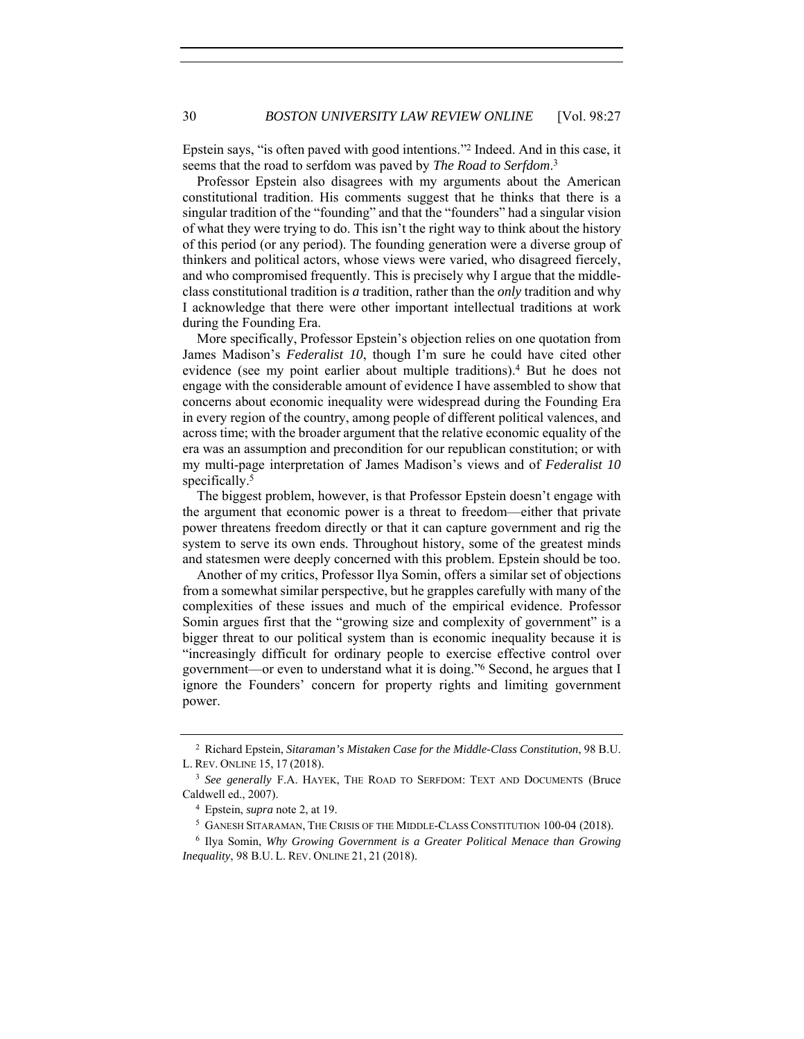Epstein says, "is often paved with good intentions."[2] Indeed. And in this case, it seems that the road to serfdom was paved by *The Road to Serfdom*.[3]

Professor Epstein also disagrees with my arguments about the American constitutional tradition. His comments suggest that he thinks that there is a singular tradition of the "founding" and that the "founders" had a singular vision of what they were trying to do. This isn't the right way to think about the history of this period (or any period). The founding generation were a diverse group of thinkers and political actors, whose views were varied, who disagreed fiercely, and who compromised frequently. This is precisely why I argue that the middle-class constitutional tradition is *a* tradition, rather than the *only* tradition and why I acknowledge that there were other important intellectual traditions at work during the Founding Era.

More specifically, Professor Epstein's objection relies on one quotation from James Madison's *Federalist 10*, though I'm sure he could have cited other evidence (see my point earlier about multiple traditions).[4] But he does not engage with the considerable amount of evidence I have assembled to show that concerns about economic inequality were widespread during the Founding Era in every region of the country, among people of different political valences, and across time; with the broader argument that the relative economic equality of the era was an assumption and precondition for our republican constitution; or with my multi-page interpretation of James Madison's views and of *Federalist 10* specifically.[5]

The biggest problem, however, is that Professor Epstein doesn't engage with the argument that economic power is a threat to freedom—either that private power threatens freedom directly or that it can capture government and rig the system to serve its own ends. Throughout history, some of the greatest minds and statesmen were deeply concerned with this problem. Epstein should be too.

Another of my critics, Professor Ilya Somin, offers a similar set of objections from a somewhat similar perspective, but he grapples carefully with many of the complexities of these issues and much of the empirical evidence. Professor Somin argues first that the "growing size and complexity of government" is a bigger threat to our political system than is economic inequality because it is "increasingly difficult for ordinary people to exercise effective control over government—or even to understand what it is doing."[6] Second, he argues that I ignore the Founders' concern for property rights and limiting government power.

---

[2] Richard Epstein, *Sitaraman's Mistaken Case for the Middle-Class Constitution*, 98 B.U. L. REV. ONLINE 15, 17 (2018).

[3] *See generally* F.A. HAYEK, THE ROAD TO SERFDOM: TEXT AND DOCUMENTS (Bruce Caldwell ed., 2007).

[4] Epstein, *supra* note 2, at 19.

[5] GANESH SITARAMAN, THE CRISIS OF THE MIDDLE-CLASS CONSTITUTION 100-04 (2018).

[6] Ilya Somin, *Why Growing Government is a Greater Political Menace than Growing Inequality*, 98 B.U. L. REV. ONLINE 21, 21 (2018).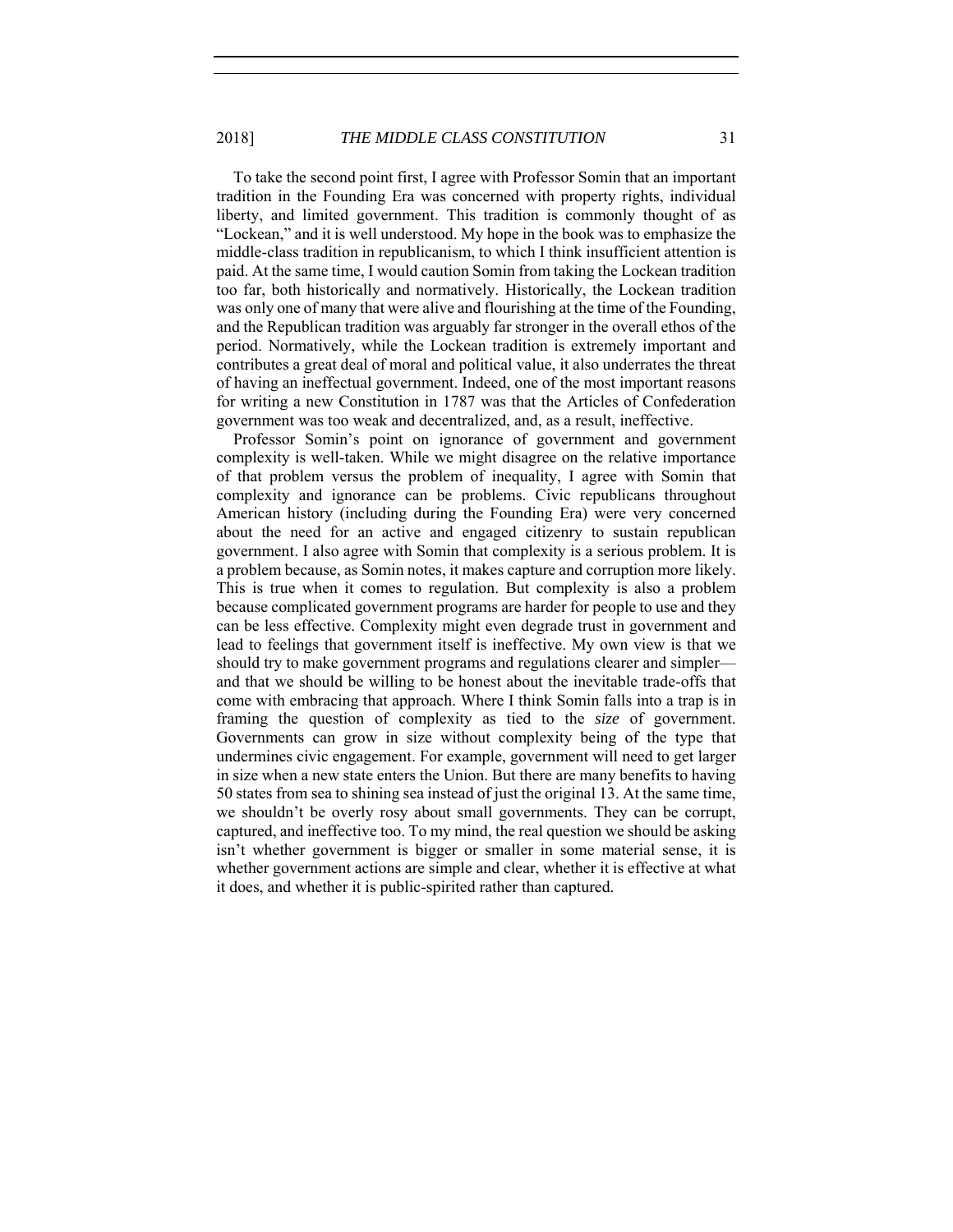To take the second point first, I agree with Professor Somin that an important tradition in the Founding Era was concerned with property rights, individual liberty, and limited government. This tradition is commonly thought of as "Lockean," and it is well understood. My hope in the book was to emphasize the middle-class tradition in republicanism, to which I think insufficient attention is paid. At the same time, I would caution Somin from taking the Lockean tradition too far, both historically and normatively. Historically, the Lockean tradition was only one of many that were alive and flourishing at the time of the Founding, and the Republican tradition was arguably far stronger in the overall ethos of the period. Normatively, while the Lockean tradition is extremely important and contributes a great deal of moral and political value, it also underrates the threat of having an ineffectual government. Indeed, one of the most important reasons for writing a new Constitution in 1787 was that the Articles of Confederation government was too weak and decentralized, and, as a result, ineffective.

Professor Somin's point on ignorance of government and government complexity is well-taken. While we might disagree on the relative importance of that problem versus the problem of inequality, I agree with Somin that complexity and ignorance can be problems. Civic republicans throughout American history (including during the Founding Era) were very concerned about the need for an active and engaged citizenry to sustain republican government. I also agree with Somin that complexity is a serious problem. It is a problem because, as Somin notes, it makes capture and corruption more likely. This is true when it comes to regulation. But complexity is also a problem because complicated government programs are harder for people to use and they can be less effective. Complexity might even degrade trust in government and lead to feelings that government itself is ineffective. My own view is that we should try to make government programs and regulations clearer and simpler—and that we should be willing to be honest about the inevitable trade-offs that come with embracing that approach. Where I think Somin falls into a trap is in framing the question of complexity as tied to the *size* of government. Governments can grow in size without complexity being of the type that undermines civic engagement. For example, government will need to get larger in size when a new state enters the Union. But there are many benefits to having 50 states from sea to shining sea instead of just the original 13. At the same time, we shouldn't be overly rosy about small governments. They can be corrupt, captured, and ineffective too. To my mind, the real question we should be asking isn't whether government is bigger or smaller in some material sense, it is whether government actions are simple and clear, whether it is effective at what it does, and whether it is public-spirited rather than captured.